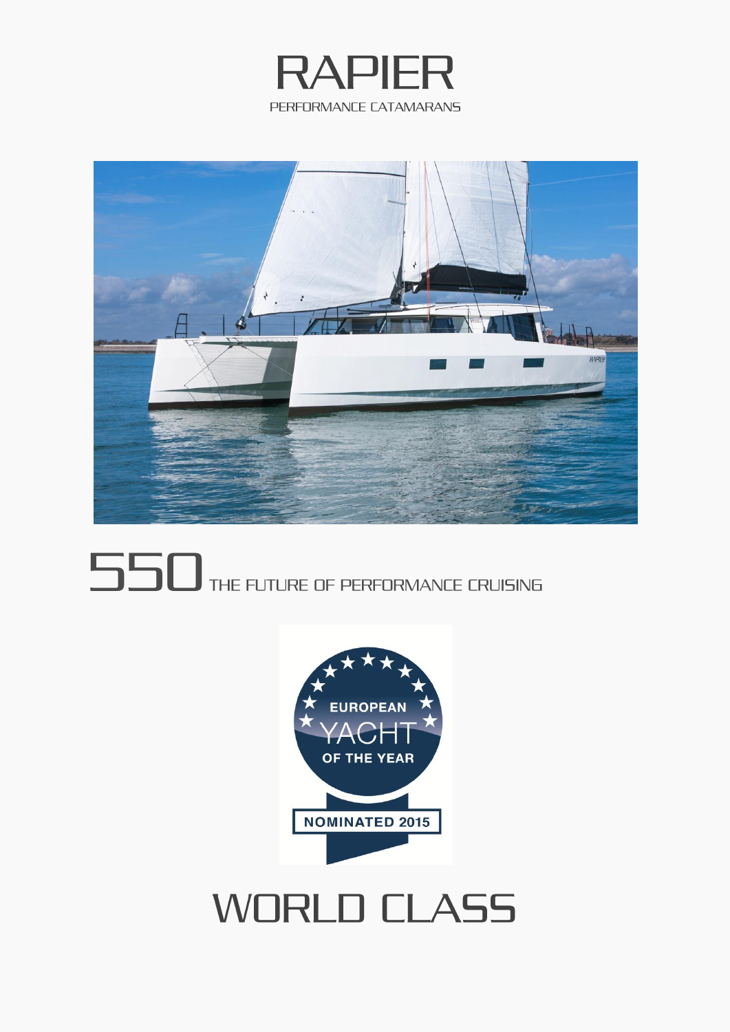# RAPIER

PERFORMANCE CATAMARANS

# 550 THE FUTURE OF PERFORMANCE CRUISING

EUROPEAN YACHT OF THE YEAR

NOMINATED 2015

# WORLD CLASS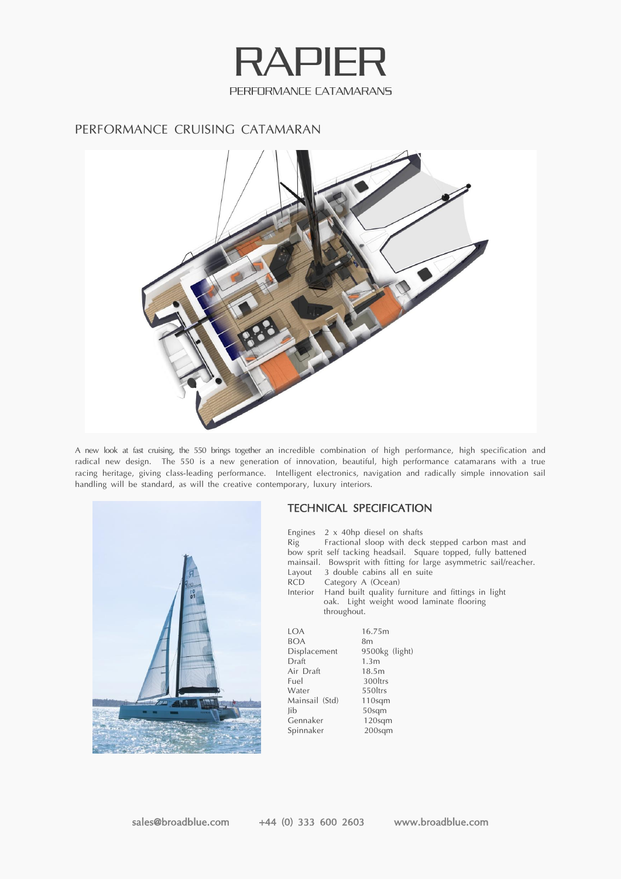# RAPIER

PERFORMANCE CATAMARANS

## PERFORMANCE CRUISING CATAMARAN

A new look at fast cruising, the 550 brings together an incredible combination of high performance, high specification and radical new design. The 550 is a new generation of innovation, beautiful, high performance catamarans with a true racing heritage, giving class-leading performance. Intelligent electronics, navigation and radically simple innovation sail handling will be standard, as will the creative contemporary, luxury interiors.

## TECHNICAL SPECIFICATION

Engines 2 x 40hp diesel on shafts

Rig Fractional sloop with deck stepped carbon mast and bow sprit self tacking headsail. Square topped, fully battened mainsail. Bowsprit with fitting for large asymmetric sail/reacher.

Layout 3 double cabins all en suite

RCD Category A (Ocean)

Interior Hand built quality furniture and fittings in light oak. Light weight wood laminate flooring throughout.

| | |
|---|---|
| LOA | 16.75m |
| BOA | 8m |
| Displacement | 9500kg (light) |
| Draft | 1.3m |
| Air Draft | 18.5m |
| Fuel | 300ltrs |
| Water | 550ltrs |
| Mainsail (Std) | 110sqm |
| Jib | 50sqm |
| Gennaker | 120sqm |
| Spinnaker | 200sqm |

sales@broadblue.com +44 (0) 333 600 2603 www.broadblue.com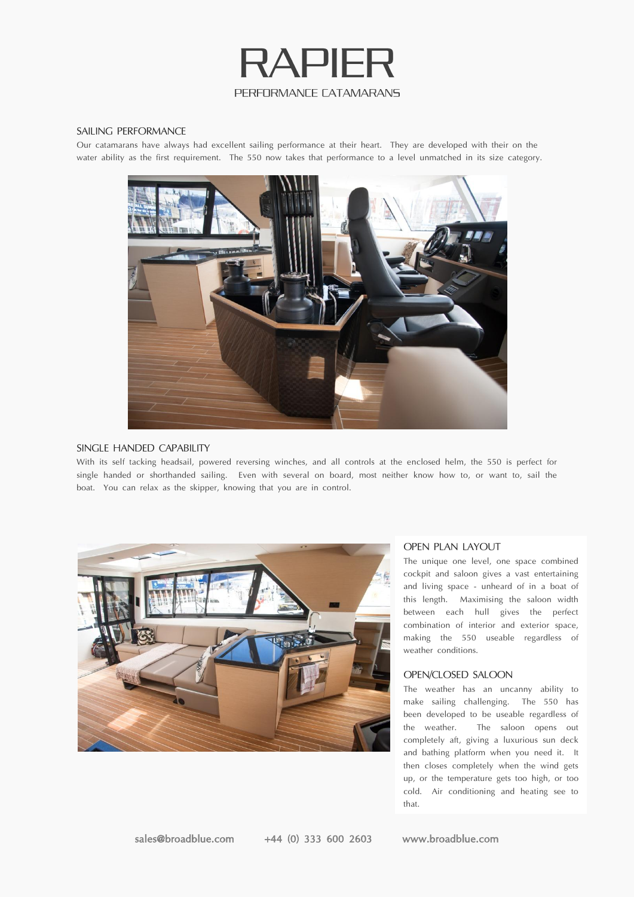# RAPIER

PERFORMANCE CATAMARANS

## SAILING PERFORMANCE

Our catamarans have always had excellent sailing performance at their heart. They are developed with their on the water ability as the first requirement. The 550 now takes that performance to a level unmatched in its size category.

## SINGLE HANDED CAPABILITY

With its self tacking headsail, powered reversing winches, and all controls at the enclosed helm, the 550 is perfect for single handed or shorthanded sailing. Even with several on board, most neither know how to, or want to, sail the boat. You can relax as the skipper, knowing that you are in control.

## OPEN PLAN LAYOUT

The unique one level, one space combined cockpit and saloon gives a vast entertaining and living space - unheard of in a boat of this length. Maximising the saloon width between each hull gives the perfect combination of interior and exterior space, making the 550 useable regardless of weather conditions.

## OPEN/CLOSED SALOON

The weather has an uncanny ability to make sailing challenging. The 550 has been developed to be useable regardless of the weather. The saloon opens out completely aft, giving a luxurious sun deck and bathing platform when you need it. It then closes completely when the wind gets up, or the temperature gets too high, or too cold. Air conditioning and heating see to that.

sales@broadblue.com +44 (0) 333 600 2603 www.broadblue.com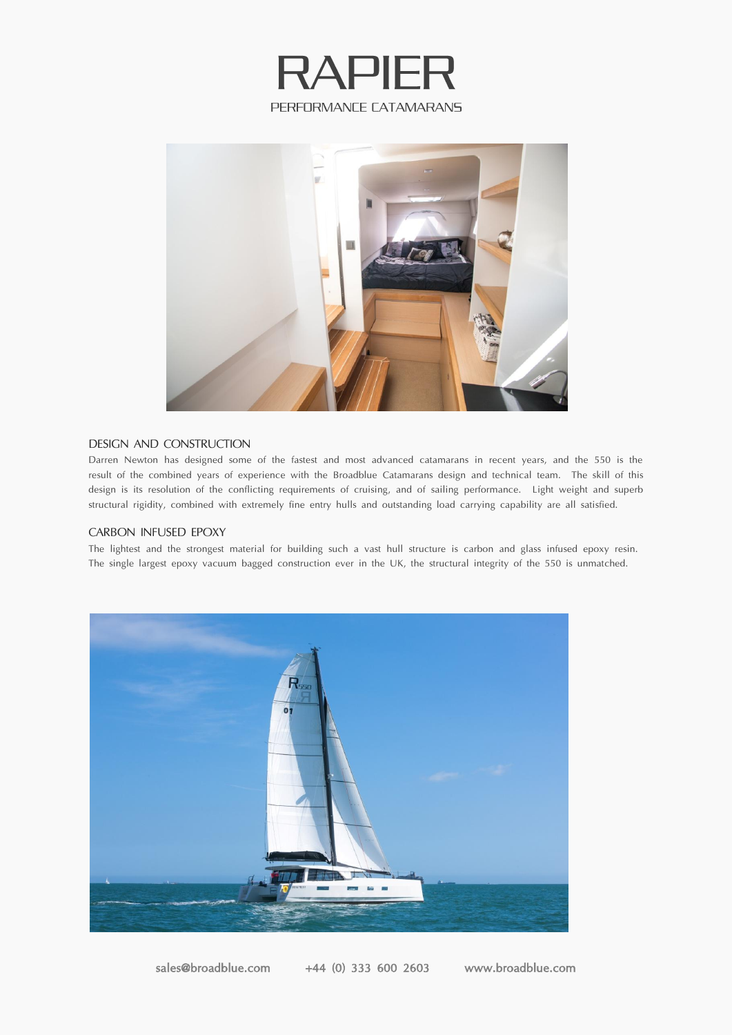# RAPIER

PERFORMANCE CATAMARANS

## DESIGN AND CONSTRUCTION

Darren Newton has designed some of the fastest and most advanced catamarans in recent years, and the 550 is the result of the combined years of experience with the Broadblue Catamarans design and technical team. The skill of this design is its resolution of the conflicting requirements of cruising, and of sailing performance. Light weight and superb structural rigidity, combined with extremely fine entry hulls and outstanding load carrying capability are all satisfied.

## CARBON INFUSED EPOXY

The lightest and the strongest material for building such a vast hull structure is carbon and glass infused epoxy resin. The single largest epoxy vacuum bagged construction ever in the UK, the structural integrity of the 550 is unmatched.

sales@broadblue.com +44 (0) 333 600 2603 www.broadblue.com